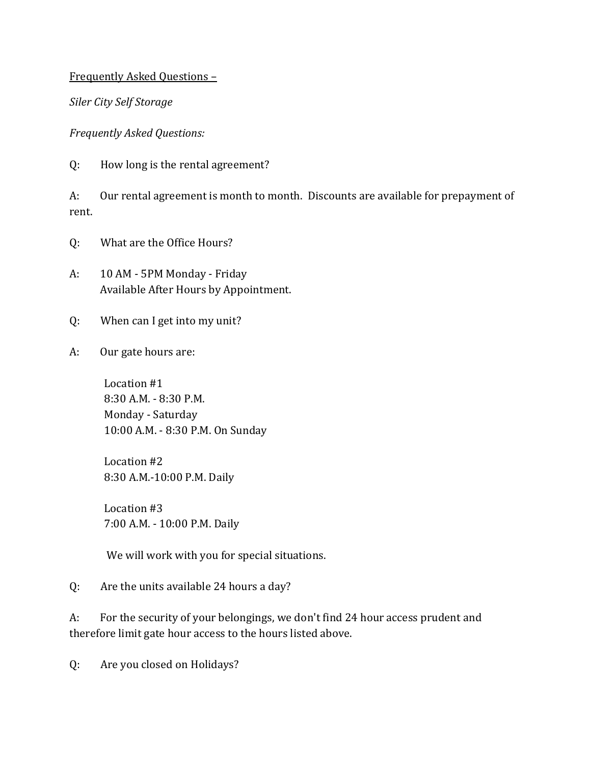<u>Frequently Asked Questions –</u>

*Siler City Self Storage*

*Frequently Asked Questions:*

Q: How long is the rental agreement?

A: Our rental agreement is month to month. Discounts are available for prepayment of rent.

Q: What are the Office Hours?

A: 10 AM - 5PM Monday - Friday
Available After Hours by Appointment.

Q: When can I get into my unit?

A: Our gate hours are:

Location #1
8:30 A.M. - 8:30 P.M.
Monday - Saturday
10:00 A.M. - 8:30 P.M. On Sunday

Location #2
8:30 A.M.-10:00 P.M. Daily

Location #3
7:00 A.M. - 10:00 P.M. Daily

We will work with you for special situations.

Q: Are the units available 24 hours a day?

A: For the security of your belongings, we don't find 24 hour access prudent and therefore limit gate hour access to the hours listed above.

Q: Are you closed on Holidays?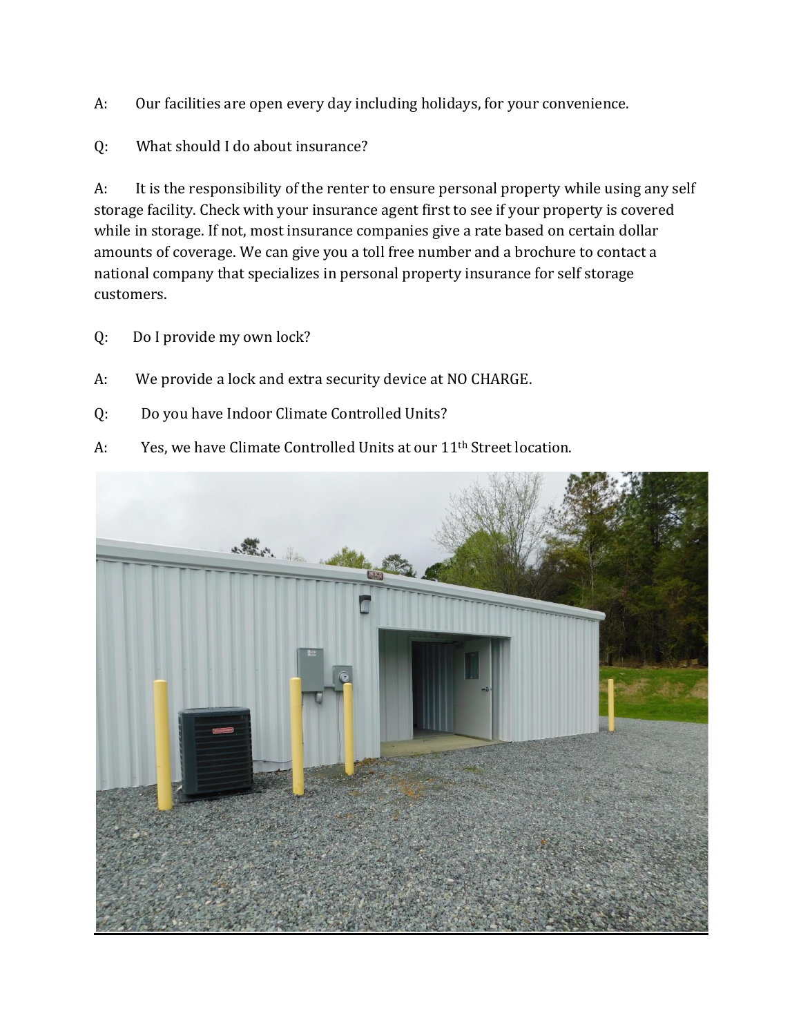A: Our facilities are open every day including holidays, for your convenience.

Q: What should I do about insurance?

A: It is the responsibility of the renter to ensure personal property while using any self storage facility. Check with your insurance agent first to see if your property is covered while in storage. If not, most insurance companies give a rate based on certain dollar amounts of coverage. We can give you a toll free number and a brochure to contact a national company that specializes in personal property insurance for self storage customers.

Q: Do I provide my own lock?

A: We provide a lock and extra security device at NO CHARGE.

Q: Do you have Indoor Climate Controlled Units?

A: Yes, we have Climate Controlled Units at our 11th Street location.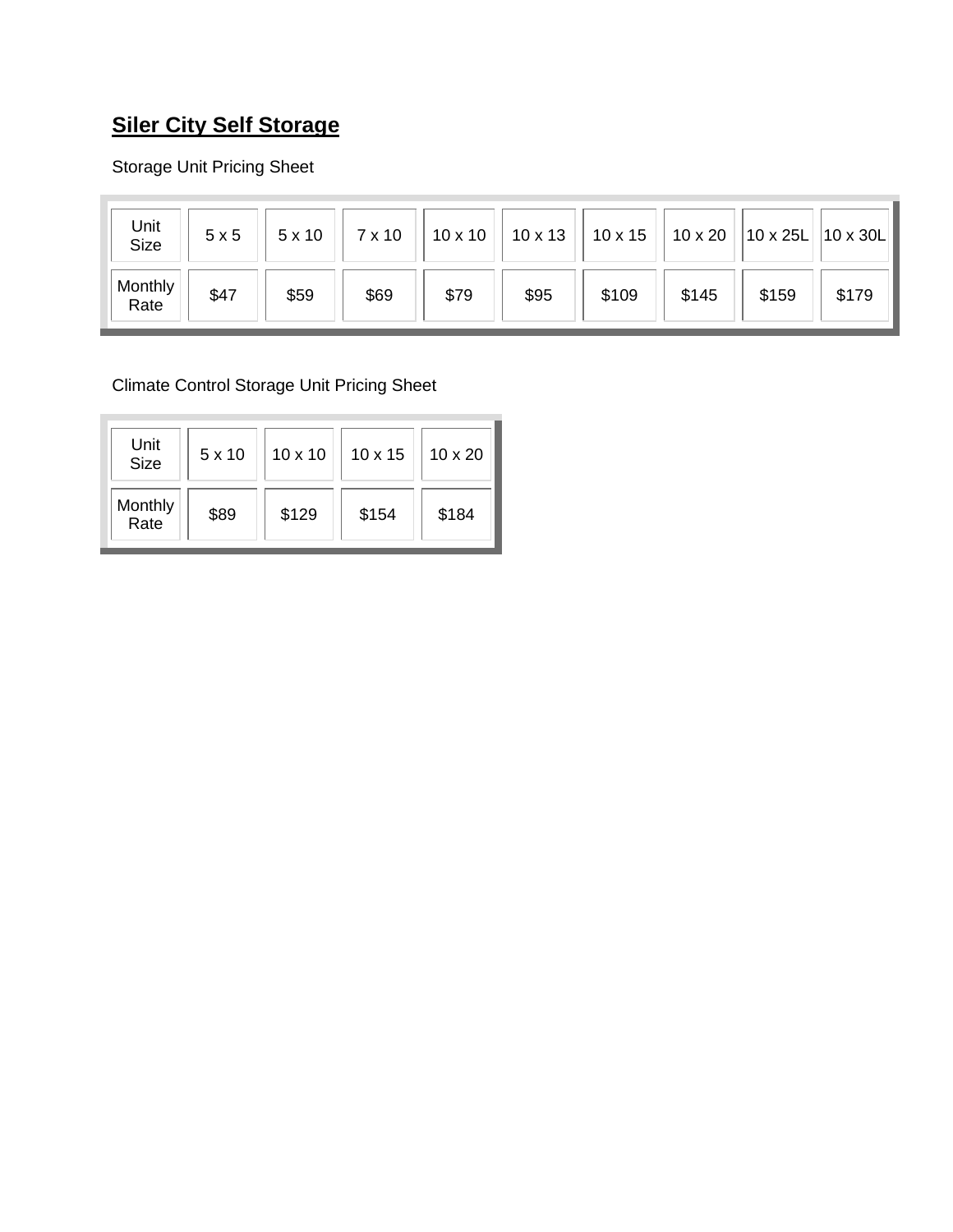**Siler City Self Storage**

Storage Unit Pricing Sheet

| Unit Size | 5 x 5 | 5 x 10 | 7 x 10 | 10 x 10 | 10 x 13 | 10 x 15 | 10 x 20 | 10 x 25L | 10 x 30L |
|---|---|---|---|---|---|---|---|---|---|
| Monthly Rate | $47 | $59 | $69 | $79 | $95 | $109 | $145 | $159 | $179 |

Climate Control Storage Unit Pricing Sheet

| Unit Size | 5 x 10 | 10 x 10 | 10 x 15 | 10 x 20 |
|---|---|---|---|---|
| Monthly Rate | $89 | $129 | $154 | $184 |